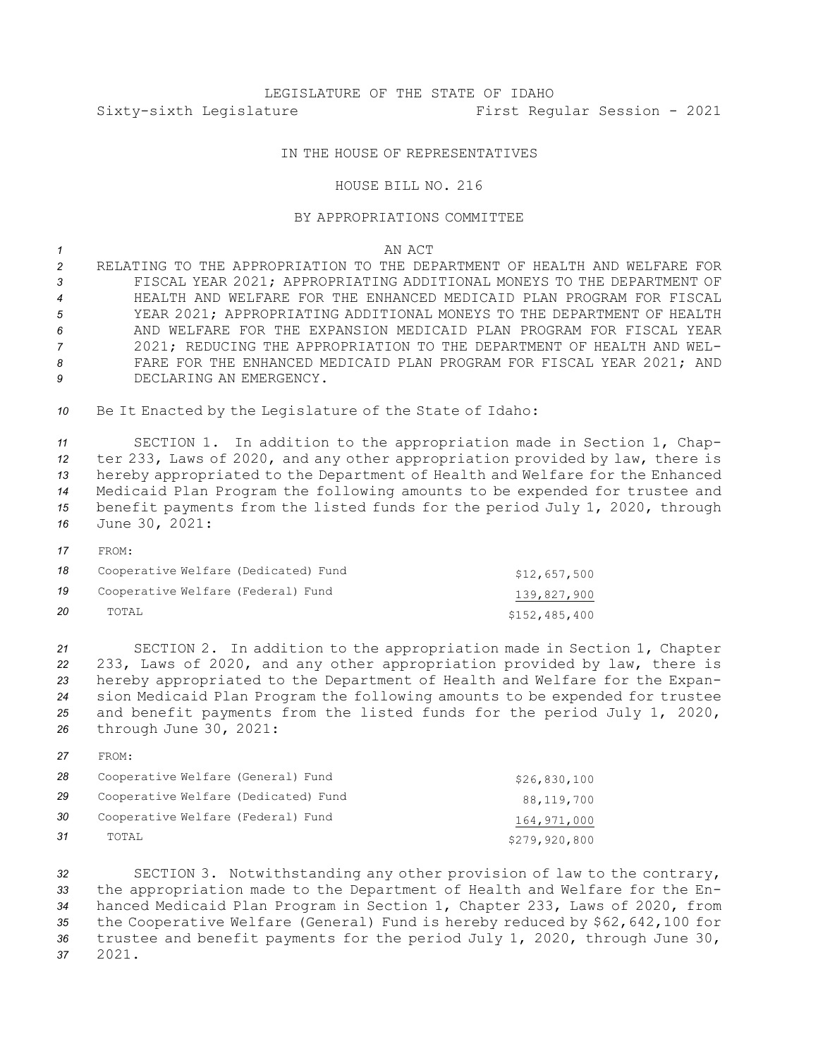LEGISLATURE OF THE STATE OF IDAHO

Sixty-sixth Legislature First Regular Session - 2021

IN THE HOUSE OF REPRESENTATIVES

HOUSE BILL NO. 216

BY APPROPRIATIONS COMMITTEE

AN ACT

RELATING TO THE APPROPRIATION TO THE DEPARTMENT OF HEALTH AND WELFARE FOR FISCAL YEAR 2021; APPROPRIATING ADDITIONAL MONEYS TO THE DEPARTMENT OF HEALTH AND WELFARE FOR THE ENHANCED MEDICAID PLAN PROGRAM FOR FISCAL YEAR 2021; APPROPRIATING ADDITIONAL MONEYS TO THE DEPARTMENT OF HEALTH AND WELFARE FOR THE EXPANSION MEDICAID PLAN PROGRAM FOR FISCAL YEAR 2021; REDUCING THE APPROPRIATION TO THE DEPARTMENT OF HEALTH AND WELFARE FOR THE ENHANCED MEDICAID PLAN PROGRAM FOR FISCAL YEAR 2021; AND DECLARING AN EMERGENCY.

Be It Enacted by the Legislature of the State of Idaho:

SECTION 1. In addition to the appropriation made in Section 1, Chapter 233, Laws of 2020, and any other appropriation provided by law, there is hereby appropriated to the Department of Health and Welfare for the Enhanced Medicaid Plan Program the following amounts to be expended for trustee and benefit payments from the listed funds for the period July 1, 2020, through June 30, 2021:

| FROM: | |
|---|---:|
| Cooperative Welfare (Dedicated) Fund | $12,657,500 |
| Cooperative Welfare (Federal) Fund | 139,827,900 |
| TOTAL | $152,485,400 |

SECTION 2. In addition to the appropriation made in Section 1, Chapter 233, Laws of 2020, and any other appropriation provided by law, there is hereby appropriated to the Department of Health and Welfare for the Expansion Medicaid Plan Program the following amounts to be expended for trustee and benefit payments from the listed funds for the period July 1, 2020, through June 30, 2021:

| FROM: | |
|---|---:|
| Cooperative Welfare (General) Fund | $26,830,100 |
| Cooperative Welfare (Dedicated) Fund | 88,119,700 |
| Cooperative Welfare (Federal) Fund | 164,971,000 |
| TOTAL | $279,920,800 |

SECTION 3. Notwithstanding any other provision of law to the contrary, the appropriation made to the Department of Health and Welfare for the Enhanced Medicaid Plan Program in Section 1, Chapter 233, Laws of 2020, from the Cooperative Welfare (General) Fund is hereby reduced by $62,642,100 for trustee and benefit payments for the period July 1, 2020, through June 30, 2021.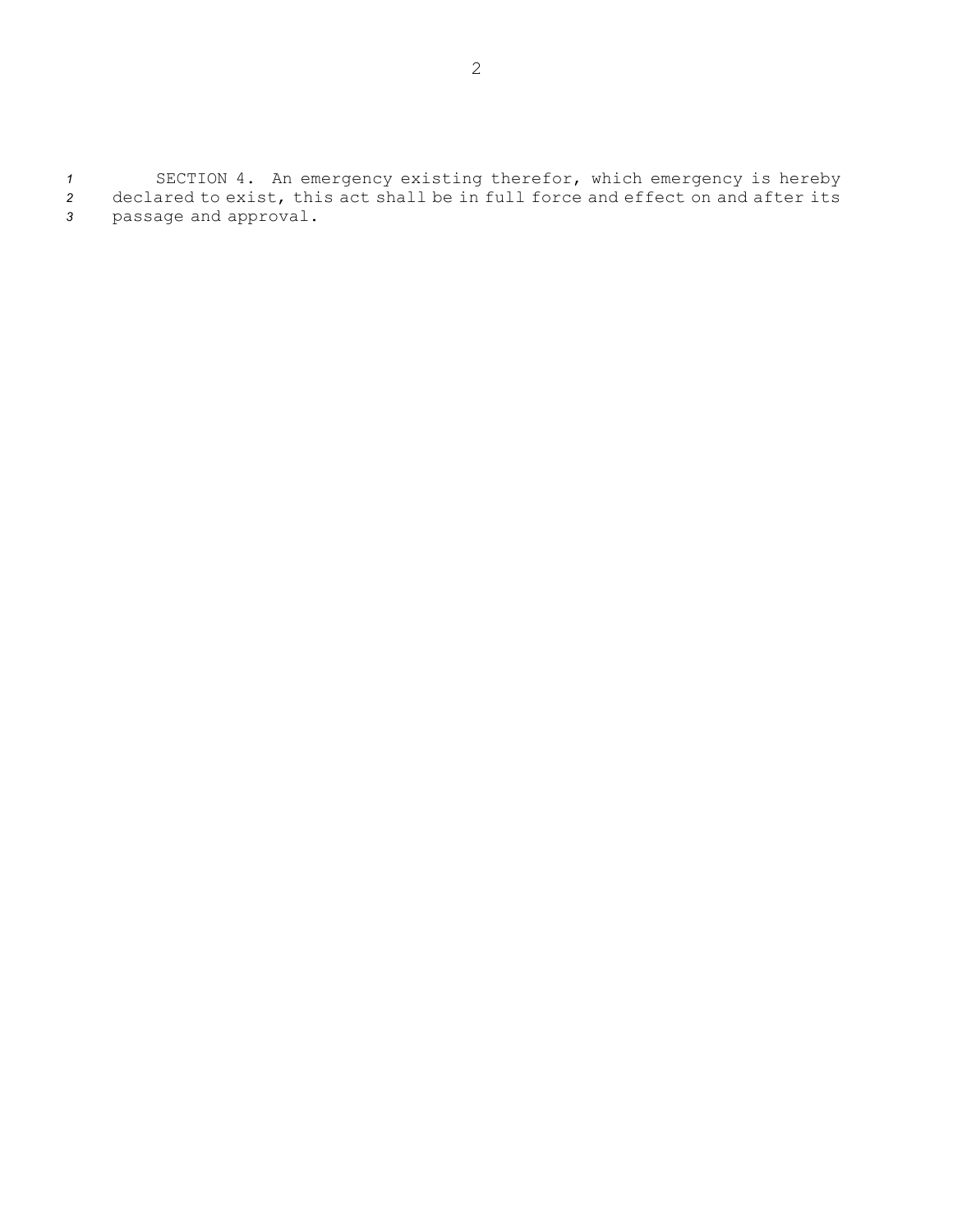SECTION 4. An emergency existing therefor, which emergency is hereby declared to exist, this act shall be in full force and effect on and after its passage and approval.